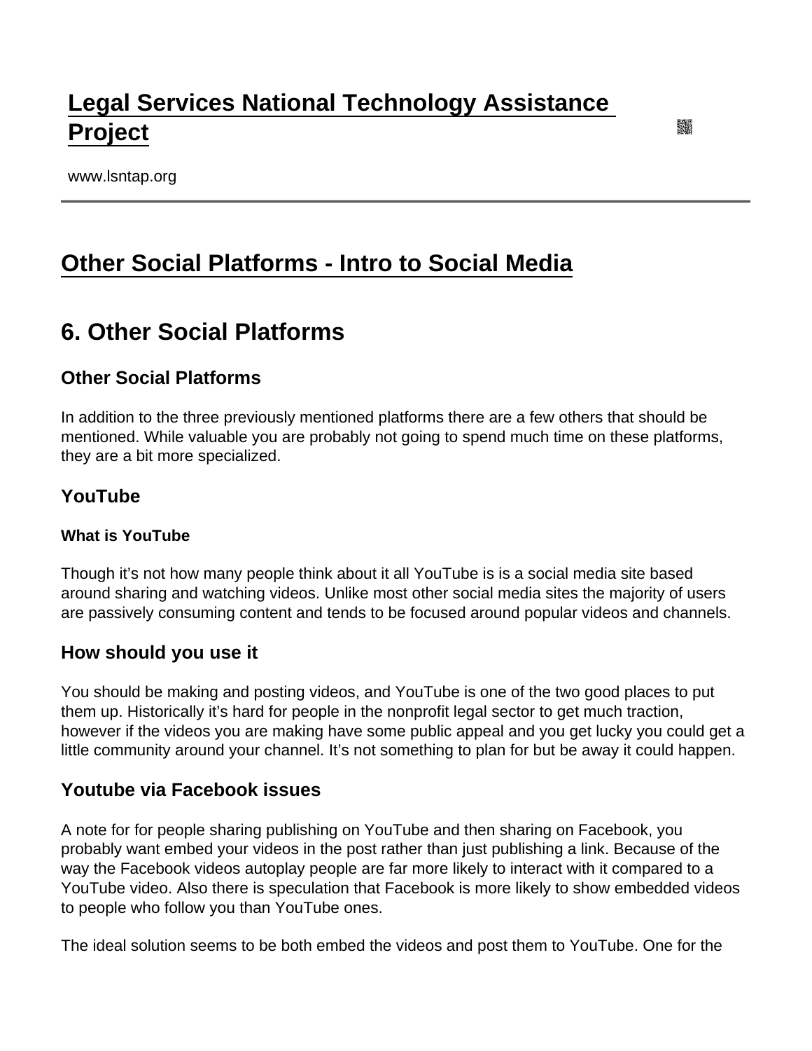# Legal Services National Technology Assistance Project

www.lsntap.org

# Other Social Platforms - Intro to Social Media

## 6. Other Social Platforms

### Other Social Platforms

In addition to the three previously mentioned platforms there are a few others that should be mentioned. While valuable you are probably not going to spend much time on these platforms, they are a bit more specialized.

### YouTube

#### What is YouTube

Though it's not how many people think about it all YouTube is is a social media site based around sharing and watching videos. Unlike most other social media sites the majority of users are passively consuming content and tends to be focused around popular videos and channels.

### How should you use it

You should be making and posting videos, and YouTube is one of the two good places to put them up. Historically it's hard for people in the nonprofit legal sector to get much traction, however if the videos you are making have some public appeal and you get lucky you could get a little community around your channel. It's not something to plan for but be away it could happen.

### Youtube via Facebook issues

A note for for people sharing publishing on YouTube and then sharing on Facebook, you probably want embed your videos in the post rather than just publishing a link. Because of the way the Facebook videos autoplay people are far more likely to interact with it compared to a YouTube video. Also there is speculation that Facebook is more likely to show embedded videos to people who follow you than YouTube ones.

The ideal solution seems to be both embed the videos and post them to YouTube. One for the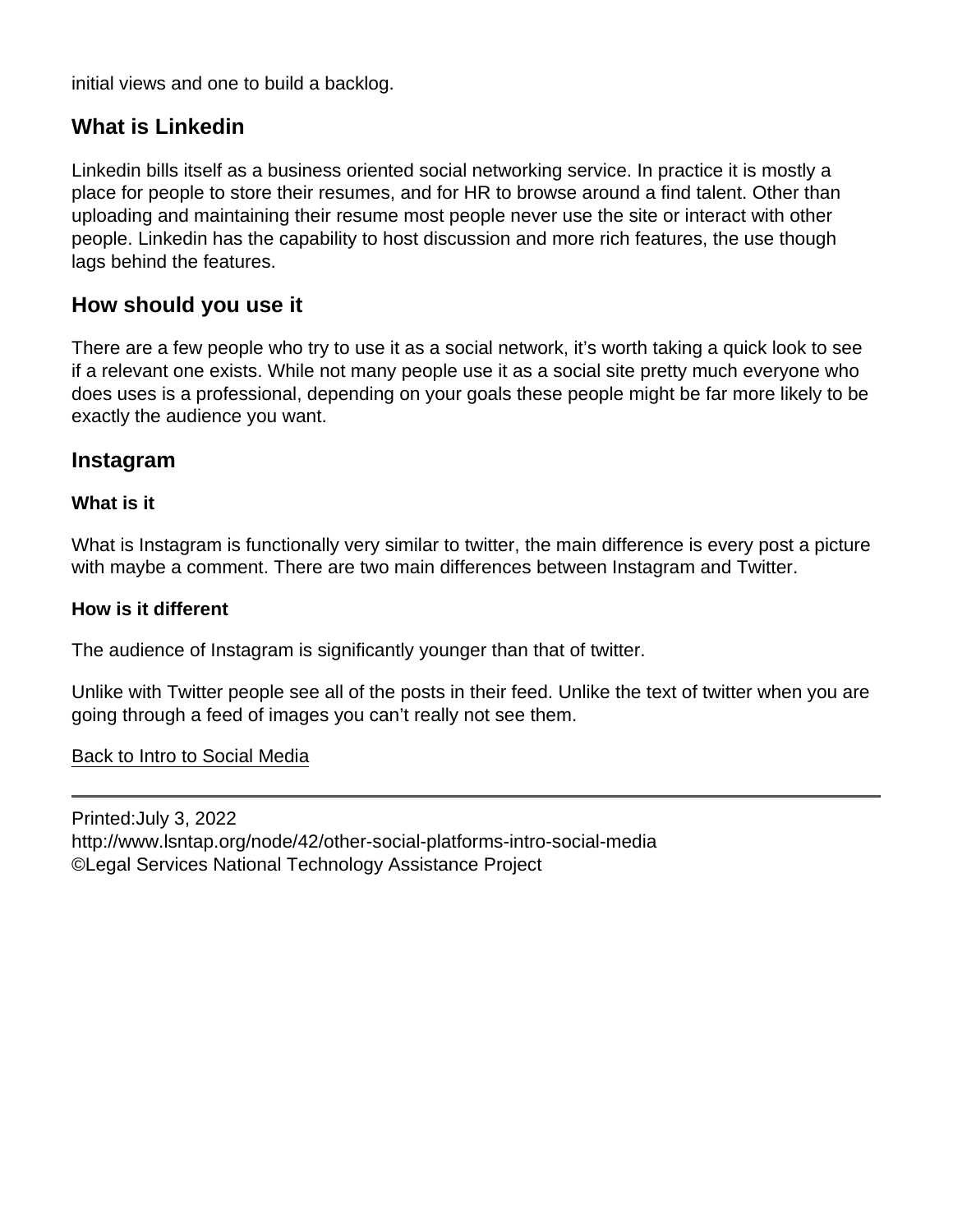initial views and one to build a backlog.

## What is Linkedin

Linkedin bills itself as a business oriented social networking service. In practice it is mostly a place for people to store their resumes, and for HR to browse around a find talent. Other than uploading and maintaining their resume most people never use the site or interact with other people. Linkedin has the capability to host discussion and more rich features, the use though lags behind the features.

## How should you use it

There are a few people who try to use it as a social network, it's worth taking a quick look to see if a relevant one exists. While not many people use it as a social site pretty much everyone who does uses is a professional, depending on your goals these people might be far more likely to be exactly the audience you want.

## Instagram

### What is it

What is Instagram is functionally very similar to twitter, the main difference is every post a picture with maybe a comment. There are two main differences between Instagram and Twitter.

### How is it different

The audience of Instagram is significantly younger than that of twitter.

Unlike with Twitter people see all of the posts in their feed. Unlike the text of twitter when you are going through a feed of images you can't really not see them.

[Back to Intro to Social Media]

---

Printed:July 3, 2022
http://www.lsntap.org/node/42/other-social-platforms-intro-social-media
©Legal Services National Technology Assistance Project